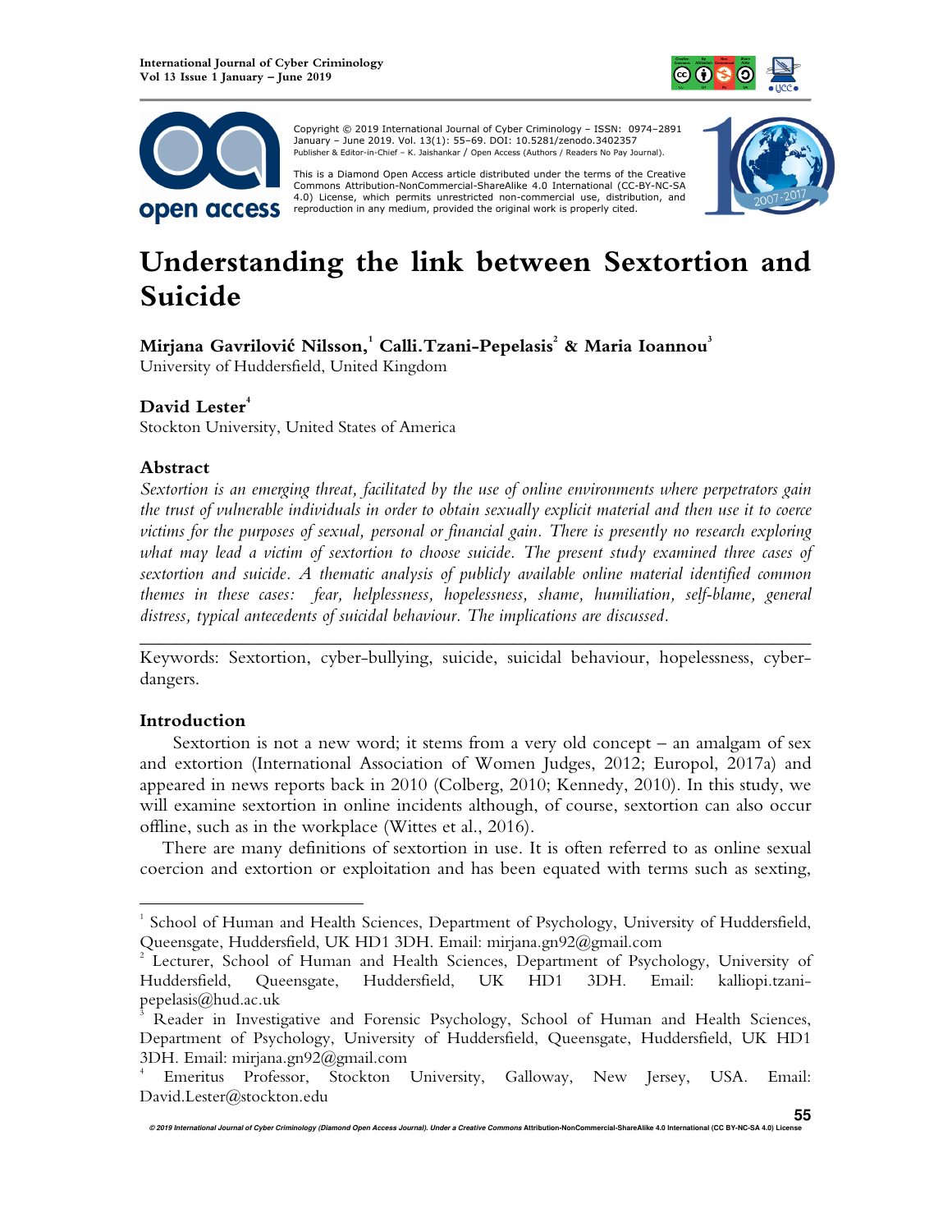Copyright © 2019 International Journal of Cyber Criminology – ISSN: 0974–2891 January – June 2019. Vol. 13(1): 55–69. DOI: 10.5281/zenodo.3402357
Publisher & Editor-in-Chief – K. Jaishankar / Open Access (Authors / Readers No Pay Journal).

This is a Diamond Open Access article distributed under the terms of the Creative Commons Attribution-NonCommercial-ShareAlike 4.0 International (CC-BY-NC-SA 4.0) License, which permits unrestricted non-commercial use, distribution, and reproduction in any medium, provided the original work is properly cited.

# Understanding the link between Sextortion and Suicide

**Mirjana Gavrilović Nilsson,[1] Calli.Tzani-Pepelasis[2] & Maria Ioannou[3]**
University of Huddersfield, United Kingdom

**David Lester[4]**
Stockton University, United States of America

## Abstract

*Sextortion is an emerging threat, facilitated by the use of online environments where perpetrators gain the trust of vulnerable individuals in order to obtain sexually explicit material and then use it to coerce victims for the purposes of sexual, personal or financial gain. There is presently no research exploring what may lead a victim of sextortion to choose suicide. The present study examined three cases of sextortion and suicide. A thematic analysis of publicly available online material identified common themes in these cases: fear, helplessness, hopelessness, shame, humiliation, self-blame, general distress, typical antecedents of suicidal behaviour. The implications are discussed.*

---

Keywords: Sextortion, cyber-bullying, suicide, suicidal behaviour, hopelessness, cyber-dangers.

## Introduction

Sextortion is not a new word; it stems from a very old concept – an amalgam of sex and extortion (International Association of Women Judges, 2012; Europol, 2017a) and appeared in news reports back in 2010 (Colberg, 2010; Kennedy, 2010). In this study, we will examine sextortion in online incidents although, of course, sextortion can also occur offline, such as in the workplace (Wittes et al., 2016).

There are many definitions of sextortion in use. It is often referred to as online sexual coercion and extortion or exploitation and has been equated with terms such as sexting,

---

[1] School of Human and Health Sciences, Department of Psychology, University of Huddersfield, Queensgate, Huddersfield, UK HD1 3DH. Email: mirjana.gn92@gmail.com

[2] Lecturer, School of Human and Health Sciences, Department of Psychology, University of Huddersfield, Queensgate, Huddersfield, UK HD1 3DH. Email: kalliopi.tzani-pepelasis@hud.ac.uk

[3] Reader in Investigative and Forensic Psychology, School of Human and Health Sciences, Department of Psychology, University of Huddersfield, Queensgate, Huddersfield, UK HD1 3DH. Email: mirjana.gn92@gmail.com

[4] Emeritus Professor, Stockton University, Galloway, New Jersey, USA. Email: David.Lester@stockton.edu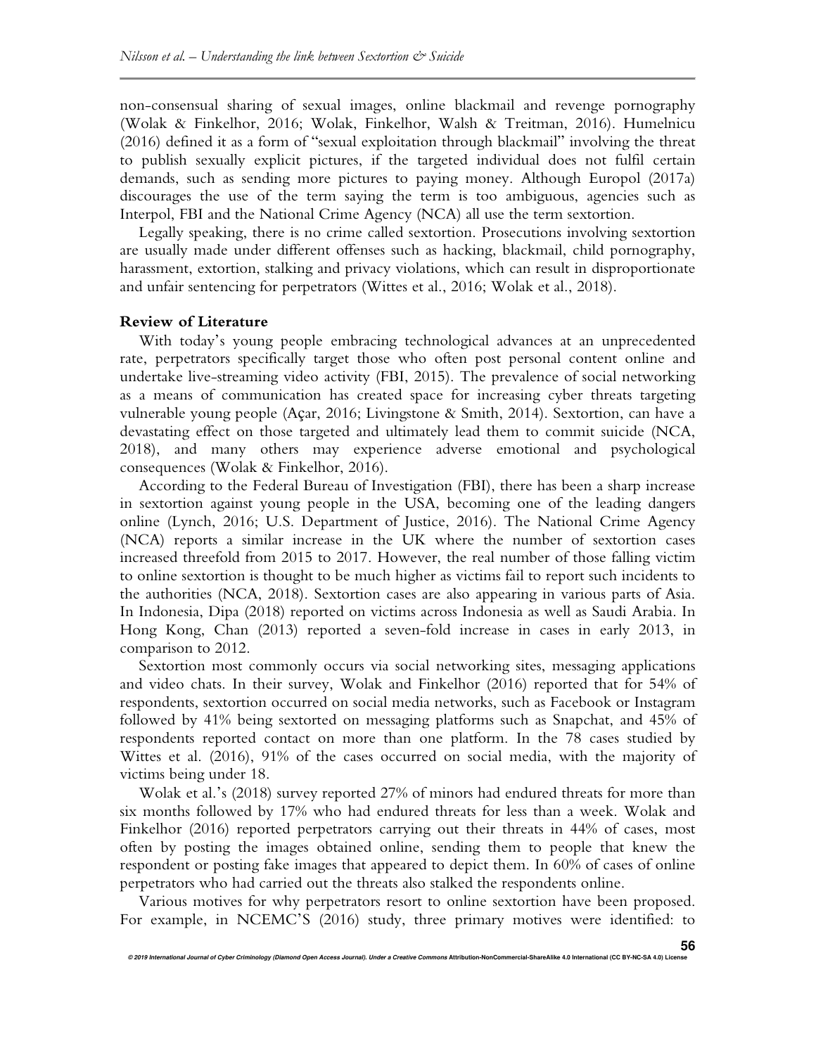non-consensual sharing of sexual images, online blackmail and revenge pornography (Wolak & Finkelhor, 2016; Wolak, Finkelhor, Walsh & Treitman, 2016). Humelnicu (2016) defined it as a form of "sexual exploitation through blackmail" involving the threat to publish sexually explicit pictures, if the targeted individual does not fulfil certain demands, such as sending more pictures to paying money. Although Europol (2017a) discourages the use of the term saying the term is too ambiguous, agencies such as Interpol, FBI and the National Crime Agency (NCA) all use the term sextortion.

Legally speaking, there is no crime called sextortion. Prosecutions involving sextortion are usually made under different offenses such as hacking, blackmail, child pornography, harassment, extortion, stalking and privacy violations, which can result in disproportionate and unfair sentencing for perpetrators (Wittes et al., 2016; Wolak et al., 2018).

**Review of Literature**

With today's young people embracing technological advances at an unprecedented rate, perpetrators specifically target those who often post personal content online and undertake live-streaming video activity (FBI, 2015). The prevalence of social networking as a means of communication has created space for increasing cyber threats targeting vulnerable young people (Açar, 2016; Livingstone & Smith, 2014). Sextortion, can have a devastating effect on those targeted and ultimately lead them to commit suicide (NCA, 2018), and many others may experience adverse emotional and psychological consequences (Wolak & Finkelhor, 2016).

According to the Federal Bureau of Investigation (FBI), there has been a sharp increase in sextortion against young people in the USA, becoming one of the leading dangers online (Lynch, 2016; U.S. Department of Justice, 2016). The National Crime Agency (NCA) reports a similar increase in the UK where the number of sextortion cases increased threefold from 2015 to 2017. However, the real number of those falling victim to online sextortion is thought to be much higher as victims fail to report such incidents to the authorities (NCA, 2018). Sextortion cases are also appearing in various parts of Asia. In Indonesia, Dipa (2018) reported on victims across Indonesia as well as Saudi Arabia. In Hong Kong, Chan (2013) reported a seven-fold increase in cases in early 2013, in comparison to 2012.

Sextortion most commonly occurs via social networking sites, messaging applications and video chats. In their survey, Wolak and Finkelhor (2016) reported that for 54% of respondents, sextortion occurred on social media networks, such as Facebook or Instagram followed by 41% being sextorted on messaging platforms such as Snapchat, and 45% of respondents reported contact on more than one platform. In the 78 cases studied by Wittes et al. (2016), 91% of the cases occurred on social media, with the majority of victims being under 18.

Wolak et al.'s (2018) survey reported 27% of minors had endured threats for more than six months followed by 17% who had endured threats for less than a week. Wolak and Finkelhor (2016) reported perpetrators carrying out their threats in 44% of cases, most often by posting the images obtained online, sending them to people that knew the respondent or posting fake images that appeared to depict them. In 60% of cases of online perpetrators who had carried out the threats also stalked the respondents online.

Various motives for why perpetrators resort to online sextortion have been proposed. For example, in NCEMC'S (2016) study, three primary motives were identified: to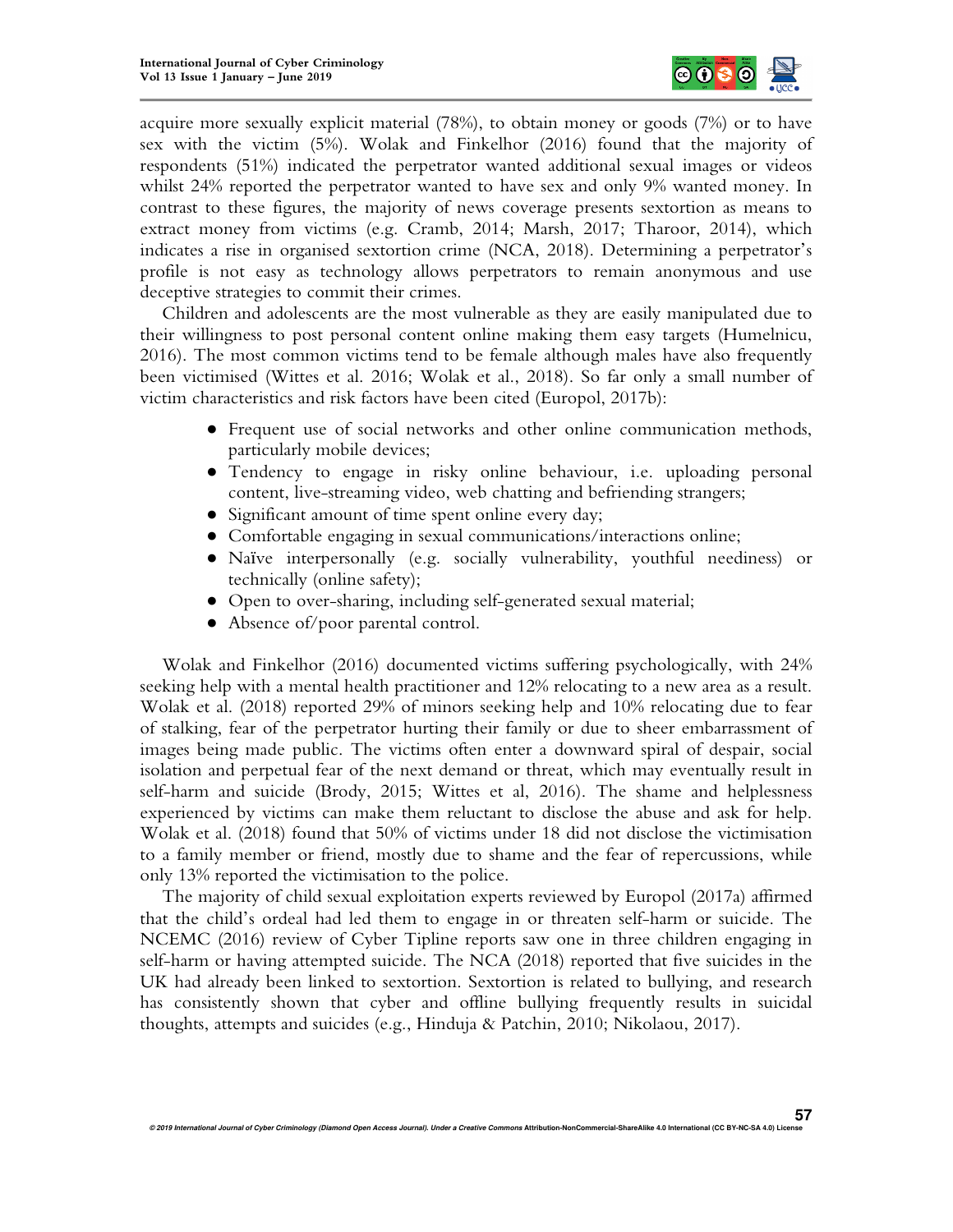acquire more sexually explicit material (78%), to obtain money or goods (7%) or to have sex with the victim (5%). Wolak and Finkelhor (2016) found that the majority of respondents (51%) indicated the perpetrator wanted additional sexual images or videos whilst 24% reported the perpetrator wanted to have sex and only 9% wanted money. In contrast to these figures, the majority of news coverage presents sextortion as means to extract money from victims (e.g. Cramb, 2014; Marsh, 2017; Tharoor, 2014), which indicates a rise in organised sextortion crime (NCA, 2018). Determining a perpetrator's profile is not easy as technology allows perpetrators to remain anonymous and use deceptive strategies to commit their crimes.

Children and adolescents are the most vulnerable as they are easily manipulated due to their willingness to post personal content online making them easy targets (Humelnicu, 2016). The most common victims tend to be female although males have also frequently been victimised (Wittes et al. 2016; Wolak et al., 2018). So far only a small number of victim characteristics and risk factors have been cited (Europol, 2017b):

- Frequent use of social networks and other online communication methods, particularly mobile devices;
- Tendency to engage in risky online behaviour, i.e. uploading personal content, live-streaming video, web chatting and befriending strangers;
- Significant amount of time spent online every day;
- Comfortable engaging in sexual communications/interactions online;
- Naïve interpersonally (e.g. socially vulnerability, youthful neediness) or technically (online safety);
- Open to over-sharing, including self-generated sexual material;
- Absence of/poor parental control.

Wolak and Finkelhor (2016) documented victims suffering psychologically, with 24% seeking help with a mental health practitioner and 12% relocating to a new area as a result. Wolak et al. (2018) reported 29% of minors seeking help and 10% relocating due to fear of stalking, fear of the perpetrator hurting their family or due to sheer embarrassment of images being made public. The victims often enter a downward spiral of despair, social isolation and perpetual fear of the next demand or threat, which may eventually result in self-harm and suicide (Brody, 2015; Wittes et al, 2016). The shame and helplessness experienced by victims can make them reluctant to disclose the abuse and ask for help. Wolak et al. (2018) found that 50% of victims under 18 did not disclose the victimisation to a family member or friend, mostly due to shame and the fear of repercussions, while only 13% reported the victimisation to the police.

The majority of child sexual exploitation experts reviewed by Europol (2017a) affirmed that the child's ordeal had led them to engage in or threaten self-harm or suicide. The NCEMC (2016) review of Cyber Tipline reports saw one in three children engaging in self-harm or having attempted suicide. The NCA (2018) reported that five suicides in the UK had already been linked to sextortion. Sextortion is related to bullying, and research has consistently shown that cyber and offline bullying frequently results in suicidal thoughts, attempts and suicides (e.g., Hinduja & Patchin, 2010; Nikolaou, 2017).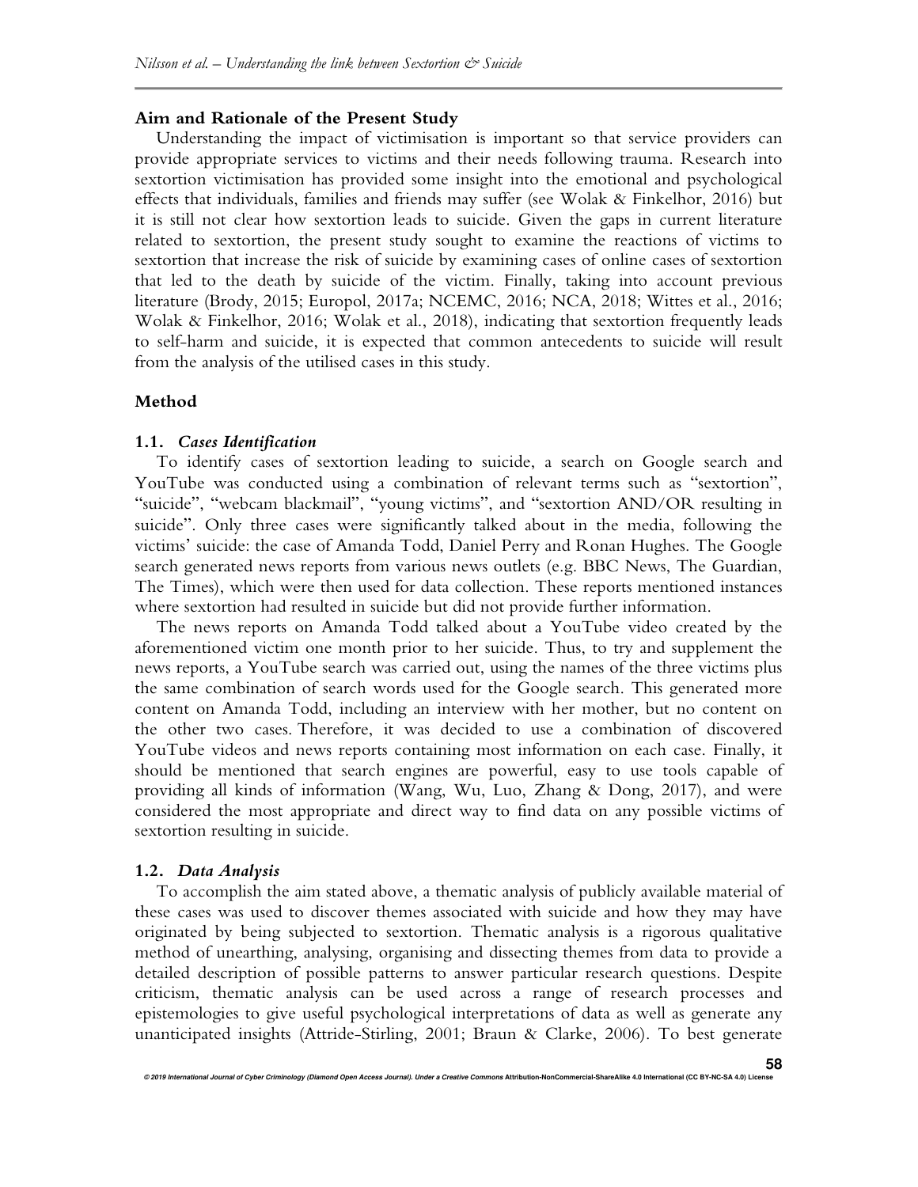### Aim and Rationale of the Present Study

Understanding the impact of victimisation is important so that service providers can provide appropriate services to victims and their needs following trauma. Research into sextortion victimisation has provided some insight into the emotional and psychological effects that individuals, families and friends may suffer (see Wolak & Finkelhor, 2016) but it is still not clear how sextortion leads to suicide. Given the gaps in current literature related to sextortion, the present study sought to examine the reactions of victims to sextortion that increase the risk of suicide by examining cases of online cases of sextortion that led to the death by suicide of the victim. Finally, taking into account previous literature (Brody, 2015; Europol, 2017a; NCEMC, 2016; NCA, 2018; Wittes et al., 2016; Wolak & Finkelhor, 2016; Wolak et al., 2018), indicating that sextortion frequently leads to self-harm and suicide, it is expected that common antecedents to suicide will result from the analysis of the utilised cases in this study.

### Method

#### 1.1. *Cases Identification*

To identify cases of sextortion leading to suicide, a search on Google search and YouTube was conducted using a combination of relevant terms such as "sextortion", "suicide", "webcam blackmail", "young victims", and "sextortion AND/OR resulting in suicide". Only three cases were significantly talked about in the media, following the victims' suicide: the case of Amanda Todd, Daniel Perry and Ronan Hughes. The Google search generated news reports from various news outlets (e.g. BBC News, The Guardian, The Times), which were then used for data collection. These reports mentioned instances where sextortion had resulted in suicide but did not provide further information.

The news reports on Amanda Todd talked about a YouTube video created by the aforementioned victim one month prior to her suicide. Thus, to try and supplement the news reports, a YouTube search was carried out, using the names of the three victims plus the same combination of search words used for the Google search. This generated more content on Amanda Todd, including an interview with her mother, but no content on the other two cases. Therefore, it was decided to use a combination of discovered YouTube videos and news reports containing most information on each case. Finally, it should be mentioned that search engines are powerful, easy to use tools capable of providing all kinds of information (Wang, Wu, Luo, Zhang & Dong, 2017), and were considered the most appropriate and direct way to find data on any possible victims of sextortion resulting in suicide.

#### 1.2. *Data Analysis*

To accomplish the aim stated above, a thematic analysis of publicly available material of these cases was used to discover themes associated with suicide and how they may have originated by being subjected to sextortion. Thematic analysis is a rigorous qualitative method of unearthing, analysing, organising and dissecting themes from data to provide a detailed description of possible patterns to answer particular research questions. Despite criticism, thematic analysis can be used across a range of research processes and epistemologies to give useful psychological interpretations of data as well as generate any unanticipated insights (Attride-Stirling, 2001; Braun & Clarke, 2006). To best generate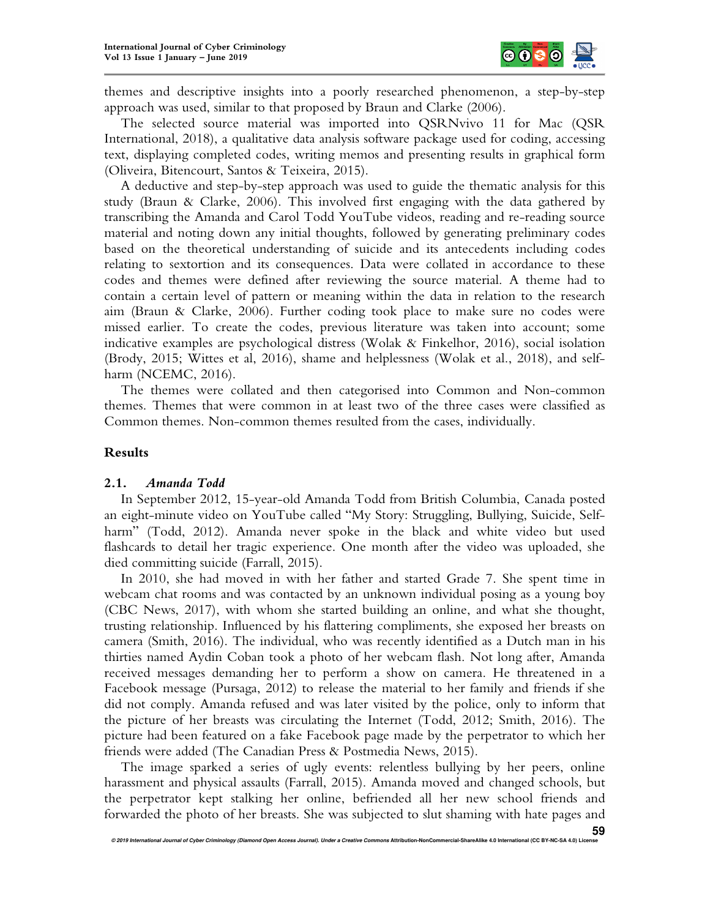themes and descriptive insights into a poorly researched phenomenon, a step-by-step approach was used, similar to that proposed by Braun and Clarke (2006).

The selected source material was imported into QSRNvivo 11 for Mac (QSR International, 2018), a qualitative data analysis software package used for coding, accessing text, displaying completed codes, writing memos and presenting results in graphical form (Oliveira, Bitencourt, Santos & Teixeira, 2015).

A deductive and step-by-step approach was used to guide the thematic analysis for this study (Braun & Clarke, 2006). This involved first engaging with the data gathered by transcribing the Amanda and Carol Todd YouTube videos, reading and re-reading source material and noting down any initial thoughts, followed by generating preliminary codes based on the theoretical understanding of suicide and its antecedents including codes relating to sextortion and its consequences. Data were collated in accordance to these codes and themes were defined after reviewing the source material. A theme had to contain a certain level of pattern or meaning within the data in relation to the research aim (Braun & Clarke, 2006). Further coding took place to make sure no codes were missed earlier. To create the codes, previous literature was taken into account; some indicative examples are psychological distress (Wolak & Finkelhor, 2016), social isolation (Brody, 2015; Wittes et al, 2016), shame and helplessness (Wolak et al., 2018), and self-harm (NCEMC, 2016).

The themes were collated and then categorised into Common and Non-common themes. Themes that were common in at least two of the three cases were classified as Common themes. Non-common themes resulted from the cases, individually.

## Results

### 2.1. *Amanda Todd*

In September 2012, 15-year-old Amanda Todd from British Columbia, Canada posted an eight-minute video on YouTube called "My Story: Struggling, Bullying, Suicide, Self-harm" (Todd, 2012). Amanda never spoke in the black and white video but used flashcards to detail her tragic experience. One month after the video was uploaded, she died committing suicide (Farrall, 2015).

In 2010, she had moved in with her father and started Grade 7. She spent time in webcam chat rooms and was contacted by an unknown individual posing as a young boy (CBC News, 2017), with whom she started building an online, and what she thought, trusting relationship. Influenced by his flattering compliments, she exposed her breasts on camera (Smith, 2016). The individual, who was recently identified as a Dutch man in his thirties named Aydin Coban took a photo of her webcam flash. Not long after, Amanda received messages demanding her to perform a show on camera. He threatened in a Facebook message (Pursaga, 2012) to release the material to her family and friends if she did not comply. Amanda refused and was later visited by the police, only to inform that the picture of her breasts was circulating the Internet (Todd, 2012; Smith, 2016). The picture had been featured on a fake Facebook page made by the perpetrator to which her friends were added (The Canadian Press & Postmedia News, 2015).

The image sparked a series of ugly events: relentless bullying by her peers, online harassment and physical assaults (Farrall, 2015). Amanda moved and changed schools, but the perpetrator kept stalking her online, befriended all her new school friends and forwarded the photo of her breasts. She was subjected to slut shaming with hate pages and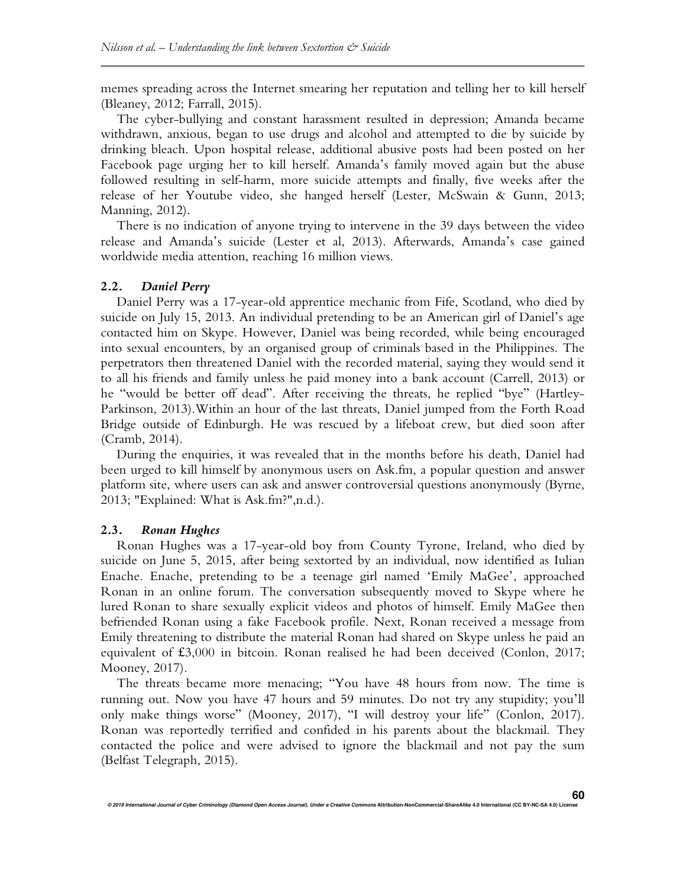memes spreading across the Internet smearing her reputation and telling her to kill herself (Bleaney, 2012; Farrall, 2015).

The cyber-bullying and constant harassment resulted in depression; Amanda became withdrawn, anxious, began to use drugs and alcohol and attempted to die by suicide by drinking bleach. Upon hospital release, additional abusive posts had been posted on her Facebook page urging her to kill herself. Amanda's family moved again but the abuse followed resulting in self-harm, more suicide attempts and finally, five weeks after the release of her Youtube video, she hanged herself (Lester, McSwain & Gunn, 2013; Manning, 2012).

There is no indication of anyone trying to intervene in the 39 days between the video release and Amanda's suicide (Lester et al, 2013). Afterwards, Amanda's case gained worldwide media attention, reaching 16 million views.

### 2.2. *Daniel Perry*

Daniel Perry was a 17-year-old apprentice mechanic from Fife, Scotland, who died by suicide on July 15, 2013. An individual pretending to be an American girl of Daniel's age contacted him on Skype. However, Daniel was being recorded, while being encouraged into sexual encounters, by an organised group of criminals based in the Philippines. The perpetrators then threatened Daniel with the recorded material, saying they would send it to all his friends and family unless he paid money into a bank account (Carrell, 2013) or he "would be better off dead". After receiving the threats, he replied "bye" (Hartley-Parkinson, 2013).Within an hour of the last threats, Daniel jumped from the Forth Road Bridge outside of Edinburgh. He was rescued by a lifeboat crew, but died soon after (Cramb, 2014).

During the enquiries, it was revealed that in the months before his death, Daniel had been urged to kill himself by anonymous users on Ask.fm, a popular question and answer platform site, where users can ask and answer controversial questions anonymously (Byrne, 2013; "Explained: What is Ask.fm?",n.d.).

### 2.3. *Ronan Hughes*

Ronan Hughes was a 17-year-old boy from County Tyrone, Ireland, who died by suicide on June 5, 2015, after being sextorted by an individual, now identified as Iulian Enache. Enache, pretending to be a teenage girl named 'Emily MaGee', approached Ronan in an online forum. The conversation subsequently moved to Skype where he lured Ronan to share sexually explicit videos and photos of himself. Emily MaGee then befriended Ronan using a fake Facebook profile. Next, Ronan received a message from Emily threatening to distribute the material Ronan had shared on Skype unless he paid an equivalent of £3,000 in bitcoin. Ronan realised he had been deceived (Conlon, 2017; Mooney, 2017).

The threats became more menacing; "You have 48 hours from now. The time is running out. Now you have 47 hours and 59 minutes. Do not try any stupidity; you'll only make things worse" (Mooney, 2017), "I will destroy your life" (Conlon, 2017). Ronan was reportedly terrified and confided in his parents about the blackmail. They contacted the police and were advised to ignore the blackmail and not pay the sum (Belfast Telegraph, 2015).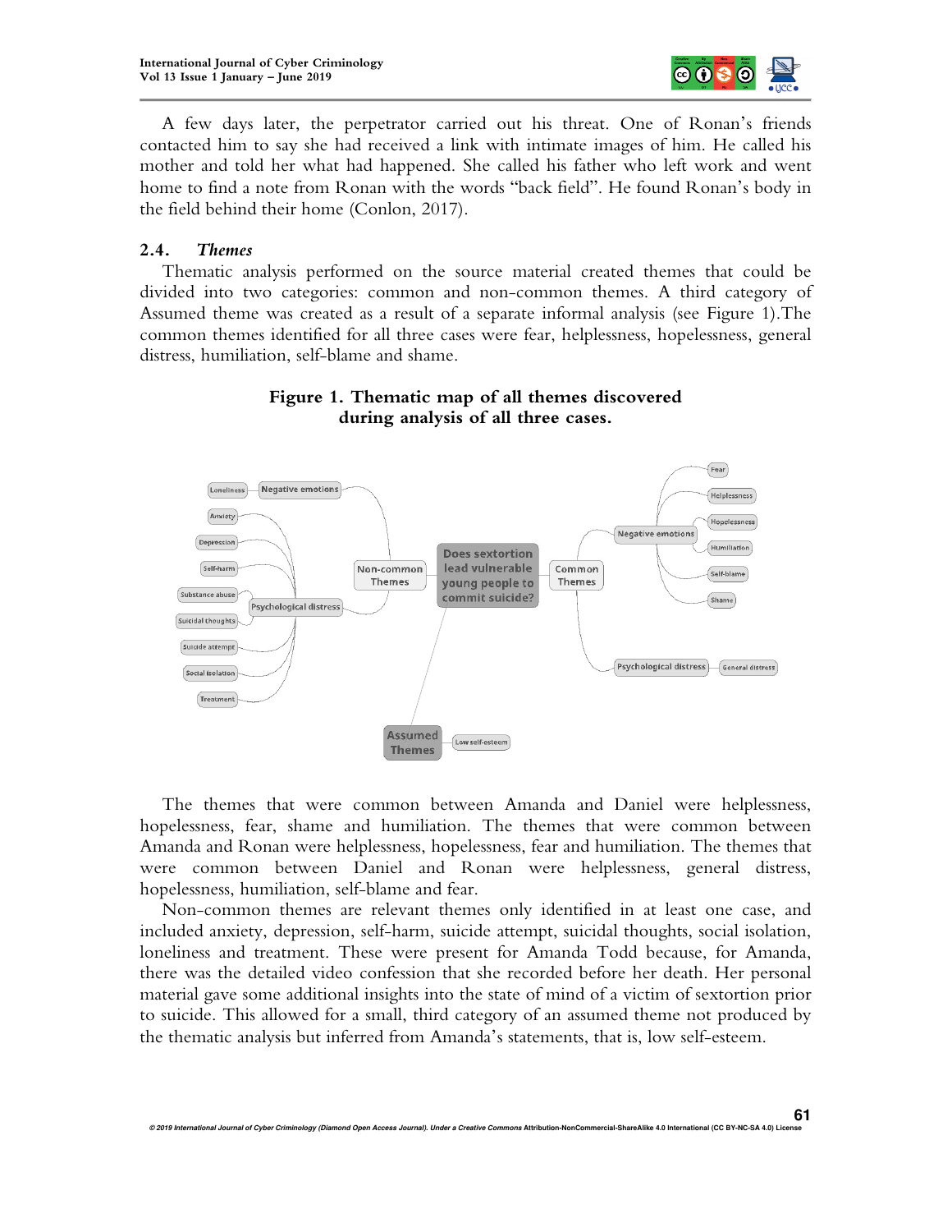A few days later, the perpetrator carried out his threat. One of Ronan's friends contacted him to say she had received a link with intimate images of him. He called his mother and told her what had happened. She called his father who left work and went home to find a note from Ronan with the words "back field". He found Ronan's body in the field behind their home (Conlon, 2017).

### 2.4. *Themes*

Thematic analysis performed on the source material created themes that could be divided into two categories: common and non-common themes. A third category of Assumed theme was created as a result of a separate informal analysis (see Figure 1).The common themes identified for all three cases were fear, helplessness, hopelessness, general distress, humiliation, self-blame and shame.

**Figure 1. Thematic map of all themes discovered during analysis of all three cases.**

Does sextortion lead vulnerable young people to commit suicide?

Non-common Themes
Negative emotions
Loneliness
Psychological distress
Anxiety
Depression
Self-harm
Substance abuse
Suicidal thoughts
Suicide attempt
Social isolation
Treatment

Common Themes
Negative emotions
Fear
Helplessness
Hopelessness
Humiliation
Self-blame
Shame
Psychological distress
General distress

Assumed Themes
Low self-esteem

The themes that were common between Amanda and Daniel were helplessness, hopelessness, fear, shame and humiliation. The themes that were common between Amanda and Ronan were helplessness, hopelessness, fear and humiliation. The themes that were common between Daniel and Ronan were helplessness, general distress, hopelessness, humiliation, self-blame and fear.

Non-common themes are relevant themes only identified in at least one case, and included anxiety, depression, self-harm, suicide attempt, suicidal thoughts, social isolation, loneliness and treatment. These were present for Amanda Todd because, for Amanda, there was the detailed video confession that she recorded before her death. Her personal material gave some additional insights into the state of mind of a victim of sextortion prior to suicide. This allowed for a small, third category of an assumed theme not produced by the thematic analysis but inferred from Amanda's statements, that is, low self-esteem.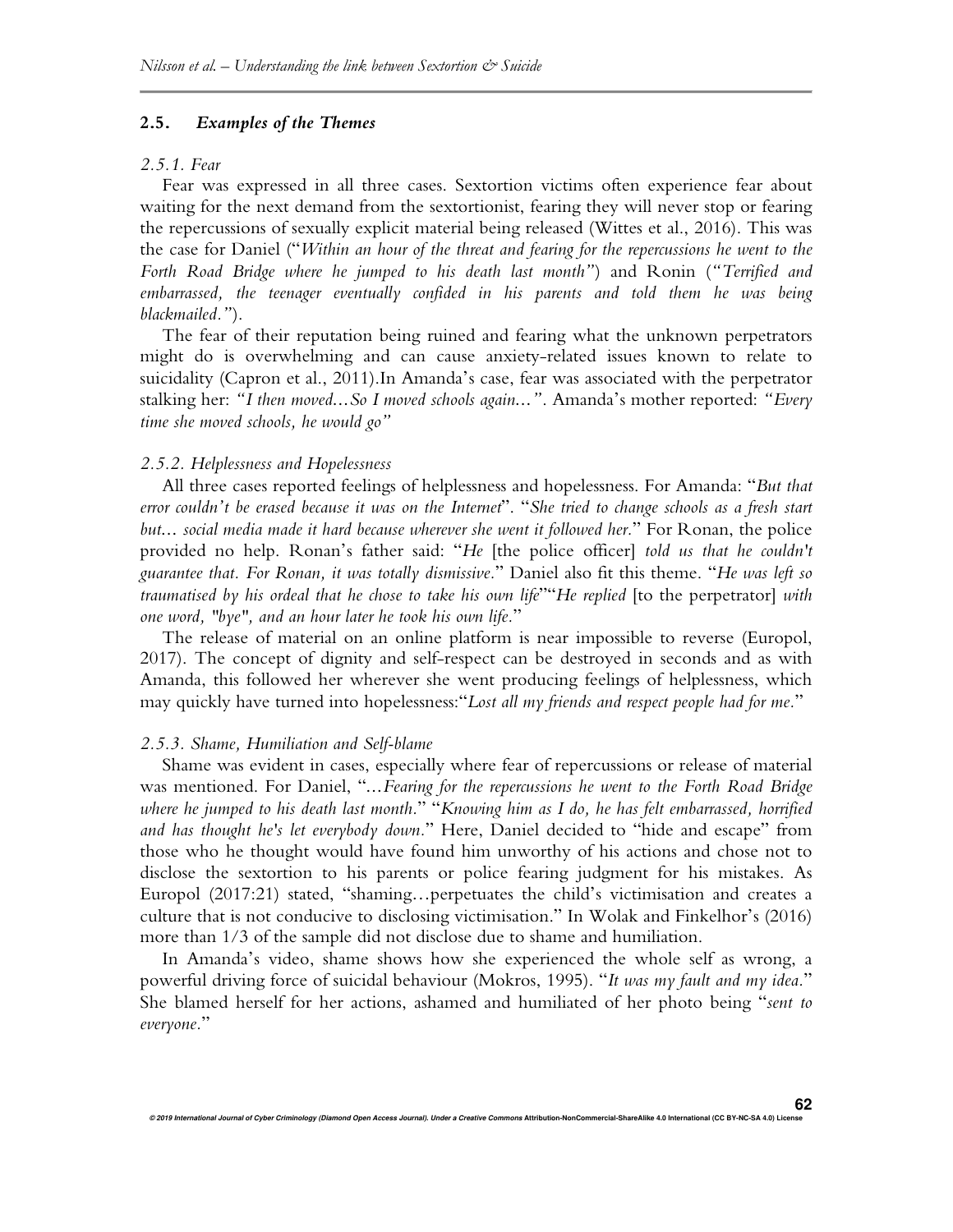## 2.5. *Examples of the Themes*

### *2.5.1. Fear*

Fear was expressed in all three cases. Sextortion victims often experience fear about waiting for the next demand from the sextortionist, fearing they will never stop or fearing the repercussions of sexually explicit material being released (Wittes et al., 2016). This was the case for Daniel ("*Within an hour of the threat and fearing for the repercussions he went to the Forth Road Bridge where he jumped to his death last month"*) and Ronin (*"Terrified and embarrassed, the teenager eventually confided in his parents and told them he was being blackmailed."*).

The fear of their reputation being ruined and fearing what the unknown perpetrators might do is overwhelming and can cause anxiety-related issues known to relate to suicidality (Capron et al., 2011).In Amanda's case, fear was associated with the perpetrator stalking her: *"I then moved…So I moved schools again…"*. Amanda's mother reported: *"Every time she moved schools, he would go"*

### *2.5.2. Helplessness and Hopelessness*

All three cases reported feelings of helplessness and hopelessness. For Amanda: "*But that error couldn't be erased because it was on the Internet*". "*She tried to change schools as a fresh start but… social media made it hard because wherever she went it followed her.*" For Ronan, the police provided no help. Ronan's father said: "*He* [the police officer] *told us that he couldn't guarantee that. For Ronan, it was totally dismissive.*" Daniel also fit this theme. "*He was left so traumatised by his ordeal that he chose to take his own life*""*He replied* [to the perpetrator] *with one word, "bye", and an hour later he took his own life.*"

The release of material on an online platform is near impossible to reverse (Europol, 2017). The concept of dignity and self-respect can be destroyed in seconds and as with Amanda, this followed her wherever she went producing feelings of helplessness, which may quickly have turned into hopelessness:"*Lost all my friends and respect people had for me.*"

### *2.5.3. Shame, Humiliation and Self-blame*

Shame was evident in cases, especially where fear of repercussions or release of material was mentioned. For Daniel, "*…Fearing for the repercussions he went to the Forth Road Bridge where he jumped to his death last month.*" "*Knowing him as I do, he has felt embarrassed, horrified and has thought he's let everybody down.*" Here, Daniel decided to "hide and escape" from those who he thought would have found him unworthy of his actions and chose not to disclose the sextortion to his parents or police fearing judgment for his mistakes. As Europol (2017:21) stated, "shaming…perpetuates the child's victimisation and creates a culture that is not conducive to disclosing victimisation." In Wolak and Finkelhor's (2016) more than 1/3 of the sample did not disclose due to shame and humiliation.

In Amanda's video, shame shows how she experienced the whole self as wrong, a powerful driving force of suicidal behaviour (Mokros, 1995). "*It was my fault and my idea.*" She blamed herself for her actions, ashamed and humiliated of her photo being "*sent to everyone.*"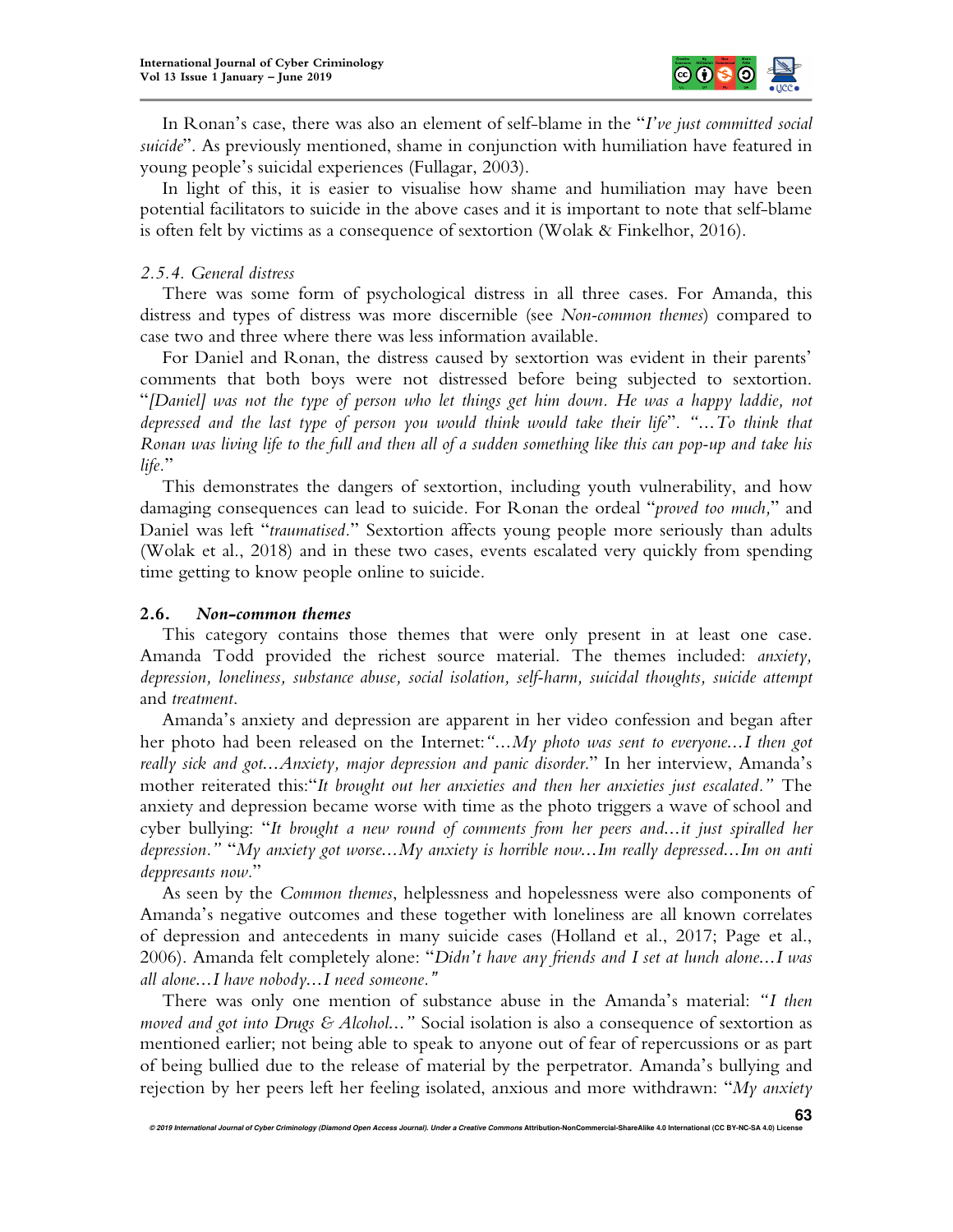In Ronan's case, there was also an element of self-blame in the "*I've just committed social suicide*". As previously mentioned, shame in conjunction with humiliation have featured in young people's suicidal experiences (Fullagar, 2003).

In light of this, it is easier to visualise how shame and humiliation may have been potential facilitators to suicide in the above cases and it is important to note that self-blame is often felt by victims as a consequence of sextortion (Wolak & Finkelhor, 2016).

#### *2.5.4. General distress*

There was some form of psychological distress in all three cases. For Amanda, this distress and types of distress was more discernible (see *Non-common themes*) compared to case two and three where there was less information available.

For Daniel and Ronan, the distress caused by sextortion was evident in their parents' comments that both boys were not distressed before being subjected to sextortion. "*[Daniel] was not the type of person who let things get him down. He was a happy laddie, not depressed and the last type of person you would think would take their life*". "*…To think that Ronan was living life to the full and then all of a sudden something like this can pop-up and take his life.*"

This demonstrates the dangers of sextortion, including youth vulnerability, and how damaging consequences can lead to suicide. For Ronan the ordeal "*proved too much,*" and Daniel was left "*traumatised.*" Sextortion affects young people more seriously than adults (Wolak et al., 2018) and in these two cases, events escalated very quickly from spending time getting to know people online to suicide.

### 2.6. *Non-common themes*

This category contains those themes that were only present in at least one case. Amanda Todd provided the richest source material. The themes included: *anxiety, depression, loneliness, substance abuse, social isolation, self-harm, suicidal thoughts, suicide attempt* and *treatment*.

Amanda's anxiety and depression are apparent in her video confession and began after her photo had been released on the Internet:"*…My photo was sent to everyone…I then got really sick and got…Anxiety, major depression and panic disorder.*" In her interview, Amanda's mother reiterated this:"*It brought out her anxieties and then her anxieties just escalated.*" The anxiety and depression became worse with time as the photo triggers a wave of school and cyber bullying: "*It brought a new round of comments from her peers and…it just spiralled her depression.*" "*My anxiety got worse…My anxiety is horrible now…Im really depressed…Im on anti deppresants now.*"

As seen by the *Common themes*, helplessness and hopelessness were also components of Amanda's negative outcomes and these together with loneliness are all known correlates of depression and antecedents in many suicide cases (Holland et al., 2017; Page et al., 2006). Amanda felt completely alone: "*Didn't have any friends and I set at lunch alone…I was all alone…I have nobody…I need someone.*"

There was only one mention of substance abuse in the Amanda's material: "*I then moved and got into Drugs & Alcohol…*" Social isolation is also a consequence of sextortion as mentioned earlier; not being able to speak to anyone out of fear of repercussions or as part of being bullied due to the release of material by the perpetrator. Amanda's bullying and rejection by her peers left her feeling isolated, anxious and more withdrawn: "*My anxiety*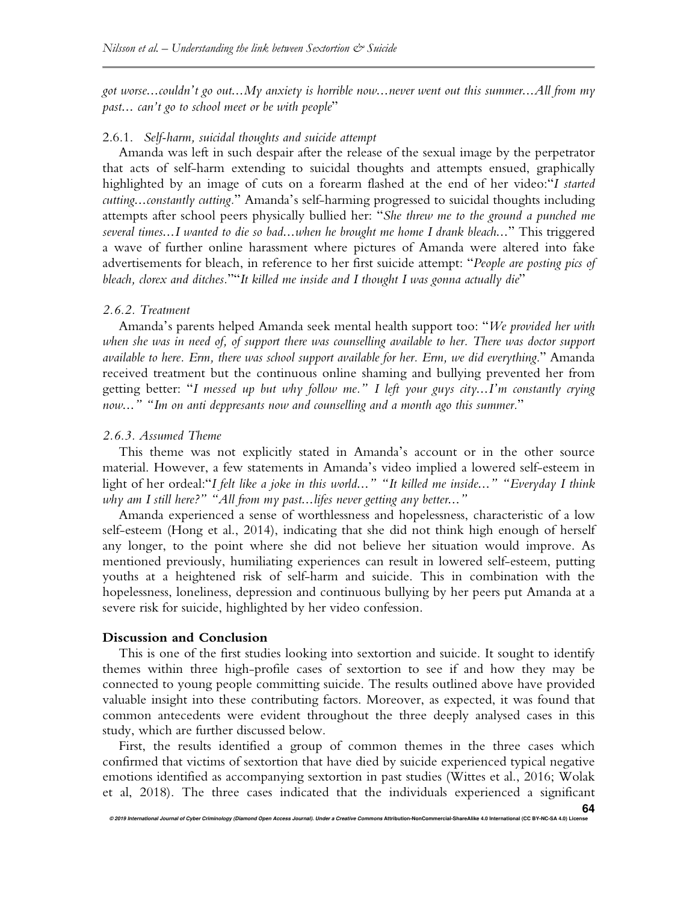*got worse…couldn't go out…My anxiety is horrible now…never went out this summer…All from my past… can't go to school meet or be with people*"

#### 2.6.1. *Self-harm, suicidal thoughts and suicide attempt*

Amanda was left in such despair after the release of the sexual image by the perpetrator that acts of self-harm extending to suicidal thoughts and attempts ensued, graphically highlighted by an image of cuts on a forearm flashed at the end of her video:"*I started cutting…constantly cutting.*" Amanda's self-harming progressed to suicidal thoughts including attempts after school peers physically bullied her: "*She threw me to the ground a punched me several times…I wanted to die so bad…when he brought me home I drank bleach…*" This triggered a wave of further online harassment where pictures of Amanda were altered into fake advertisements for bleach, in reference to her first suicide attempt: "*People are posting pics of bleach, clorex and ditches.*""*It killed me inside and I thought I was gonna actually die*"

#### *2.6.2. Treatment*

Amanda's parents helped Amanda seek mental health support too: "*We provided her with when she was in need of, of support there was counselling available to her. There was doctor support available to here. Erm, there was school support available for her. Erm, we did everything.*" Amanda received treatment but the continuous online shaming and bullying prevented her from getting better: "*I messed up but why follow me." I left your guys city…I'm constantly crying now…" "Im on anti deppresants now and counselling and a month ago this summer.*"

#### *2.6.3. Assumed Theme*

This theme was not explicitly stated in Amanda's account or in the other source material. However, a few statements in Amanda's video implied a lowered self-esteem in light of her ordeal:"*I felt like a joke in this world…" "It killed me inside…" "Everyday I think why am I still here?" "All from my past…lifes never getting any better…"*

Amanda experienced a sense of worthlessness and hopelessness, characteristic of a low self-esteem (Hong et al., 2014), indicating that she did not think high enough of herself any longer, to the point where she did not believe her situation would improve. As mentioned previously, humiliating experiences can result in lowered self-esteem, putting youths at a heightened risk of self-harm and suicide. This in combination with the hopelessness, loneliness, depression and continuous bullying by her peers put Amanda at a severe risk for suicide, highlighted by her video confession.

## Discussion and Conclusion

This is one of the first studies looking into sextortion and suicide. It sought to identify themes within three high-profile cases of sextortion to see if and how they may be connected to young people committing suicide. The results outlined above have provided valuable insight into these contributing factors. Moreover, as expected, it was found that common antecedents were evident throughout the three deeply analysed cases in this study, which are further discussed below.

First, the results identified a group of common themes in the three cases which confirmed that victims of sextortion that have died by suicide experienced typical negative emotions identified as accompanying sextortion in past studies (Wittes et al., 2016; Wolak et al, 2018). The three cases indicated that the individuals experienced a significant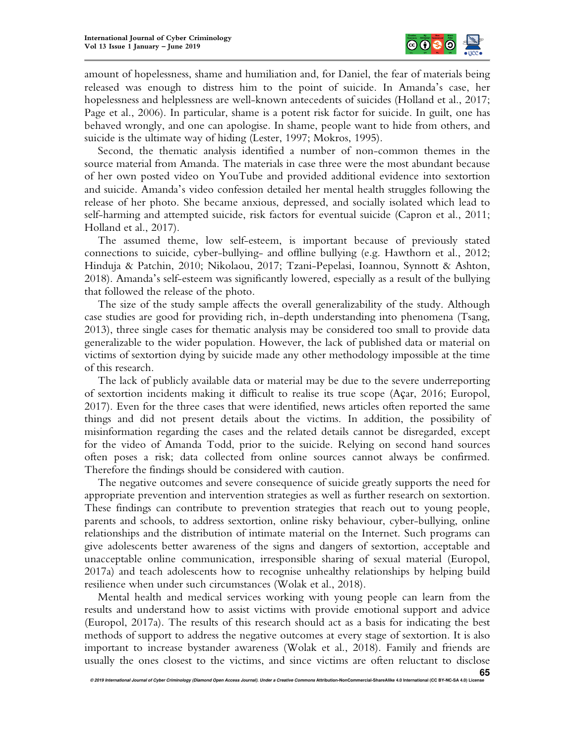amount of hopelessness, shame and humiliation and, for Daniel, the fear of materials being released was enough to distress him to the point of suicide. In Amanda's case, her hopelessness and helplessness are well-known antecedents of suicides (Holland et al., 2017; Page et al., 2006). In particular, shame is a potent risk factor for suicide. In guilt, one has behaved wrongly, and one can apologise. In shame, people want to hide from others, and suicide is the ultimate way of hiding (Lester, 1997; Mokros, 1995).

Second, the thematic analysis identified a number of non-common themes in the source material from Amanda. The materials in case three were the most abundant because of her own posted video on YouTube and provided additional evidence into sextortion and suicide. Amanda's video confession detailed her mental health struggles following the release of her photo. She became anxious, depressed, and socially isolated which lead to self-harming and attempted suicide, risk factors for eventual suicide (Capron et al., 2011; Holland et al., 2017).

The assumed theme, low self-esteem, is important because of previously stated connections to suicide, cyber-bullying- and offline bullying (e.g. Hawthorn et al., 2012; Hinduja & Patchin, 2010; Nikolaou, 2017; Tzani-Pepelasi, Ioannou, Synnott & Ashton, 2018). Amanda's self-esteem was significantly lowered, especially as a result of the bullying that followed the release of the photo.

The size of the study sample affects the overall generalizability of the study. Although case studies are good for providing rich, in-depth understanding into phenomena (Tsang, 2013), three single cases for thematic analysis may be considered too small to provide data generalizable to the wider population. However, the lack of published data or material on victims of sextortion dying by suicide made any other methodology impossible at the time of this research.

The lack of publicly available data or material may be due to the severe underreporting of sextortion incidents making it difficult to realise its true scope (Açar, 2016; Europol, 2017). Even for the three cases that were identified, news articles often reported the same things and did not present details about the victims. In addition, the possibility of misinformation regarding the cases and the related details cannot be disregarded, except for the video of Amanda Todd, prior to the suicide. Relying on second hand sources often poses a risk; data collected from online sources cannot always be confirmed. Therefore the findings should be considered with caution.

The negative outcomes and severe consequence of suicide greatly supports the need for appropriate prevention and intervention strategies as well as further research on sextortion. These findings can contribute to prevention strategies that reach out to young people, parents and schools, to address sextortion, online risky behaviour, cyber-bullying, online relationships and the distribution of intimate material on the Internet. Such programs can give adolescents better awareness of the signs and dangers of sextortion, acceptable and unacceptable online communication, irresponsible sharing of sexual material (Europol, 2017a) and teach adolescents how to recognise unhealthy relationships by helping build resilience when under such circumstances (Wolak et al., 2018).

Mental health and medical services working with young people can learn from the results and understand how to assist victims with provide emotional support and advice (Europol, 2017a). The results of this research should act as a basis for indicating the best methods of support to address the negative outcomes at every stage of sextortion. It is also important to increase bystander awareness (Wolak et al., 2018). Family and friends are usually the ones closest to the victims, and since victims are often reluctant to disclose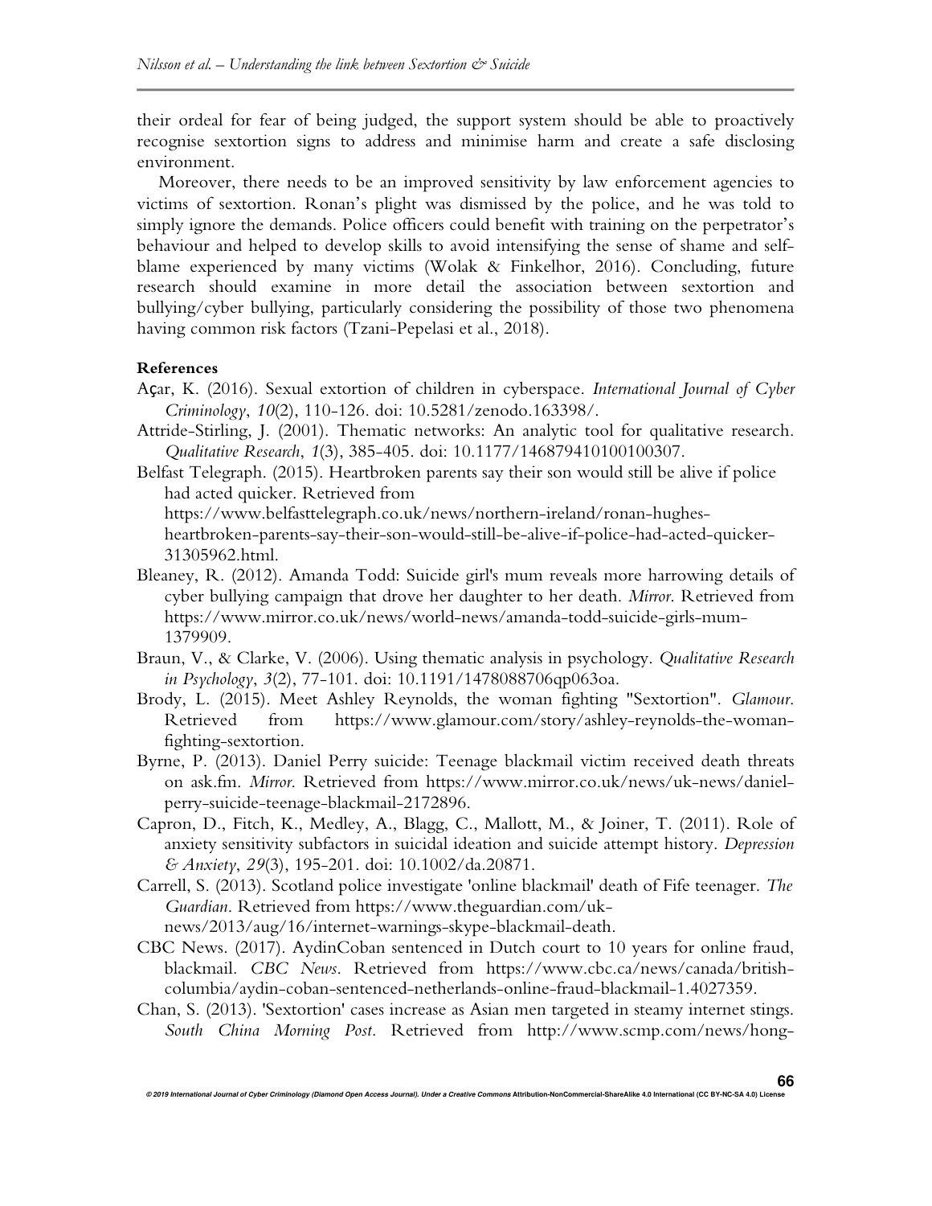their ordeal for fear of being judged, the support system should be able to proactively recognise sextortion signs to address and minimise harm and create a safe disclosing environment.

Moreover, there needs to be an improved sensitivity by law enforcement agencies to victims of sextortion. Ronan's plight was dismissed by the police, and he was told to simply ignore the demands. Police officers could benefit with training on the perpetrator's behaviour and helped to develop skills to avoid intensifying the sense of shame and self-blame experienced by many victims (Wolak & Finkelhor, 2016). Concluding, future research should examine in more detail the association between sextortion and bullying/cyber bullying, particularly considering the possibility of those two phenomena having common risk factors (Tzani-Pepelasi et al., 2018).

**References**

Açar, K. (2016). Sexual extortion of children in cyberspace. *International Journal of Cyber Criminology*, *10*(2), 110-126. doi: 10.5281/zenodo.163398/.

Attride-Stirling, J. (2001). Thematic networks: An analytic tool for qualitative research. *Qualitative Research*, *1*(3), 385-405. doi: 10.1177/146879410100100307.

Belfast Telegraph. (2015). Heartbroken parents say their son would still be alive if police had acted quicker. Retrieved from https://www.belfasttelegraph.co.uk/news/northern-ireland/ronan-hughes-heartbroken-parents-say-their-son-would-still-be-alive-if-police-had-acted-quicker-31305962.html.

Bleaney, R. (2012). Amanda Todd: Suicide girl's mum reveals more harrowing details of cyber bullying campaign that drove her daughter to her death. *Mirror*. Retrieved from https://www.mirror.co.uk/news/world-news/amanda-todd-suicide-girls-mum-1379909.

Braun, V., & Clarke, V. (2006). Using thematic analysis in psychology. *Qualitative Research in Psychology*, *3*(2), 77-101. doi: 10.1191/1478088706qp063oa.

Brody, L. (2015). Meet Ashley Reynolds, the woman fighting "Sextortion". *Glamour*. Retrieved from https://www.glamour.com/story/ashley-reynolds-the-woman-fighting-sextortion.

Byrne, P. (2013). Daniel Perry suicide: Teenage blackmail victim received death threats on ask.fm. *Mirror*. Retrieved from https://www.mirror.co.uk/news/uk-news/daniel-perry-suicide-teenage-blackmail-2172896.

Capron, D., Fitch, K., Medley, A., Blagg, C., Mallott, M., & Joiner, T. (2011). Role of anxiety sensitivity subfactors in suicidal ideation and suicide attempt history. *Depression & Anxiety*, *29*(3), 195-201. doi: 10.1002/da.20871.

Carrell, S. (2013). Scotland police investigate 'online blackmail' death of Fife teenager. *The Guardian*. Retrieved from https://www.theguardian.com/uk-news/2013/aug/16/internet-warnings-skype-blackmail-death.

CBC News. (2017). AydinCoban sentenced in Dutch court to 10 years for online fraud, blackmail. *CBC News*. Retrieved from https://www.cbc.ca/news/canada/british-columbia/aydin-coban-sentenced-netherlands-online-fraud-blackmail-1.4027359.

Chan, S. (2013). 'Sextortion' cases increase as Asian men targeted in steamy internet stings. *South China Morning Post*. Retrieved from http://www.scmp.com/news/hong-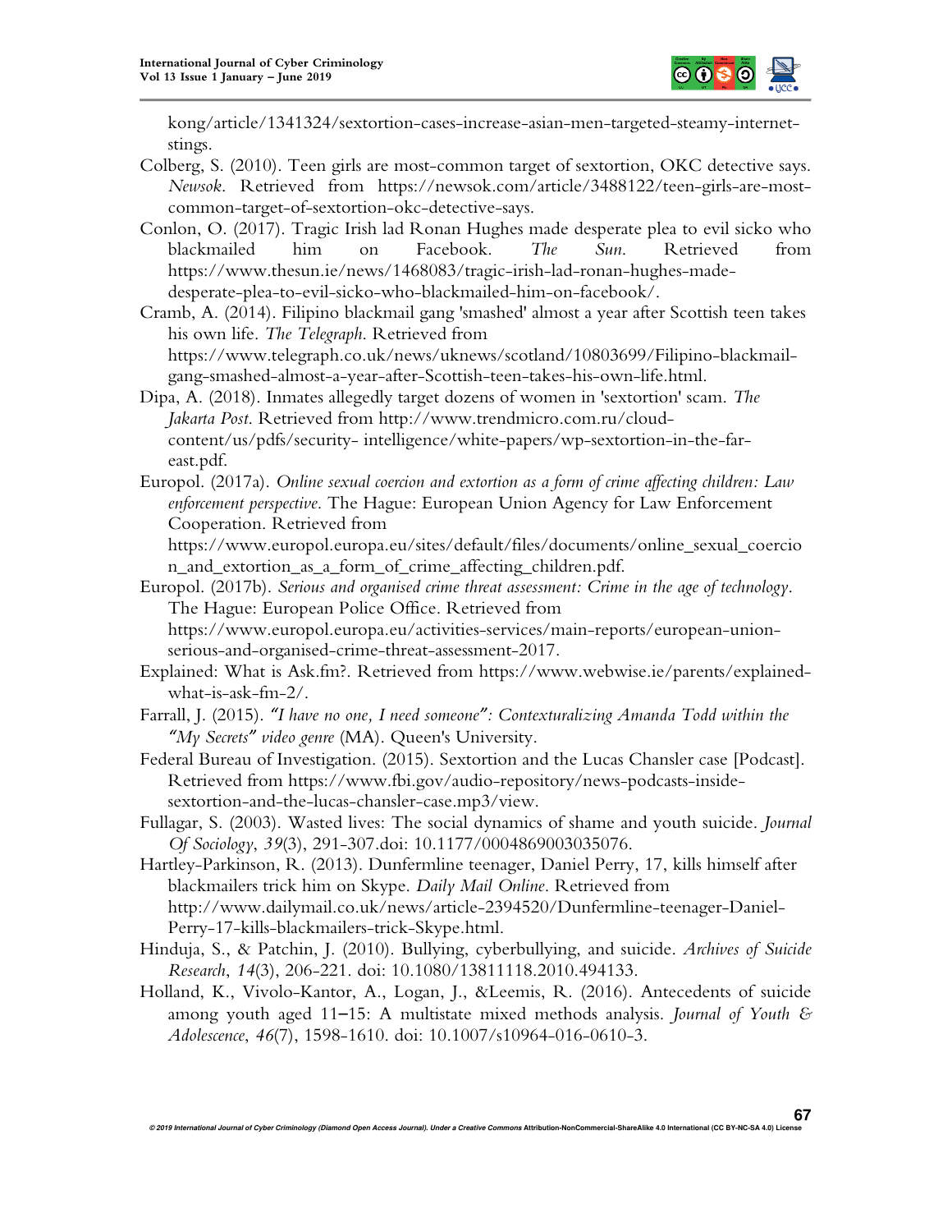kong/article/1341324/sextortion-cases-increase-asian-men-targeted-steamy-internet-stings.

Colberg, S. (2010). Teen girls are most-common target of sextortion, OKC detective says. *Newsok*. Retrieved from https://newsok.com/article/3488122/teen-girls-are-most-common-target-of-sextortion-okc-detective-says.

Conlon, O. (2017). Tragic Irish lad Ronan Hughes made desperate plea to evil sicko who blackmailed him on Facebook. *The Sun*. Retrieved from https://www.thesun.ie/news/1468083/tragic-irish-lad-ronan-hughes-made-desperate-plea-to-evil-sicko-who-blackmailed-him-on-facebook/.

Cramb, A. (2014). Filipino blackmail gang 'smashed' almost a year after Scottish teen takes his own life. *The Telegraph*. Retrieved from https://www.telegraph.co.uk/news/uknews/scotland/10803699/Filipino-blackmail-gang-smashed-almost-a-year-after-Scottish-teen-takes-his-own-life.html.

Dipa, A. (2018). Inmates allegedly target dozens of women in 'sextortion' scam. *The Jakarta Post*. Retrieved from http://www.trendmicro.com.ru/cloud-content/us/pdfs/security- intelligence/white-papers/wp-sextortion-in-the-far-east.pdf.

Europol. (2017a). *Online sexual coercion and extortion as a form of crime affecting children: Law enforcement perspective*. The Hague: European Union Agency for Law Enforcement Cooperation. Retrieved from https://www.europol.europa.eu/sites/default/files/documents/online_sexual_coercion_and_extortion_as_a_form_of_crime_affecting_children.pdf.

Europol. (2017b). *Serious and organised crime threat assessment: Crime in the age of technology*. The Hague: European Police Office. Retrieved from https://www.europol.europa.eu/activities-services/main-reports/european-union-serious-and-organised-crime-threat-assessment-2017.

Explained: What is Ask.fm?. Retrieved from https://www.webwise.ie/parents/explained-what-is-ask-fm-2/.

Farrall, J. (2015). *"I have no one, I need someone": Contexturalizing Amanda Todd within the "My Secrets" video genre* (MA). Queen's University.

Federal Bureau of Investigation. (2015). Sextortion and the Lucas Chansler case [Podcast]. Retrieved from https://www.fbi.gov/audio-repository/news-podcasts-inside-sextortion-and-the-lucas-chansler-case.mp3/view.

Fullagar, S. (2003). Wasted lives: The social dynamics of shame and youth suicide. *Journal Of Sociology*, *39*(3), 291-307.doi: 10.1177/0004869003035076.

Hartley-Parkinson, R. (2013). Dunfermline teenager, Daniel Perry, 17, kills himself after blackmailers trick him on Skype. *Daily Mail Online*. Retrieved from http://www.dailymail.co.uk/news/article-2394520/Dunfermline-teenager-Daniel-Perry-17-kills-blackmailers-trick-Skype.html.

Hinduja, S., & Patchin, J. (2010). Bullying, cyberbullying, and suicide. *Archives of Suicide Research*, *14*(3), 206-221. doi: 10.1080/13811118.2010.494133.

Holland, K., Vivolo-Kantor, A., Logan, J., &Leemis, R. (2016). Antecedents of suicide among youth aged 11–15: A multistate mixed methods analysis. *Journal of Youth & Adolescence*, *46*(7), 1598-1610. doi: 10.1007/s10964-016-0610-3.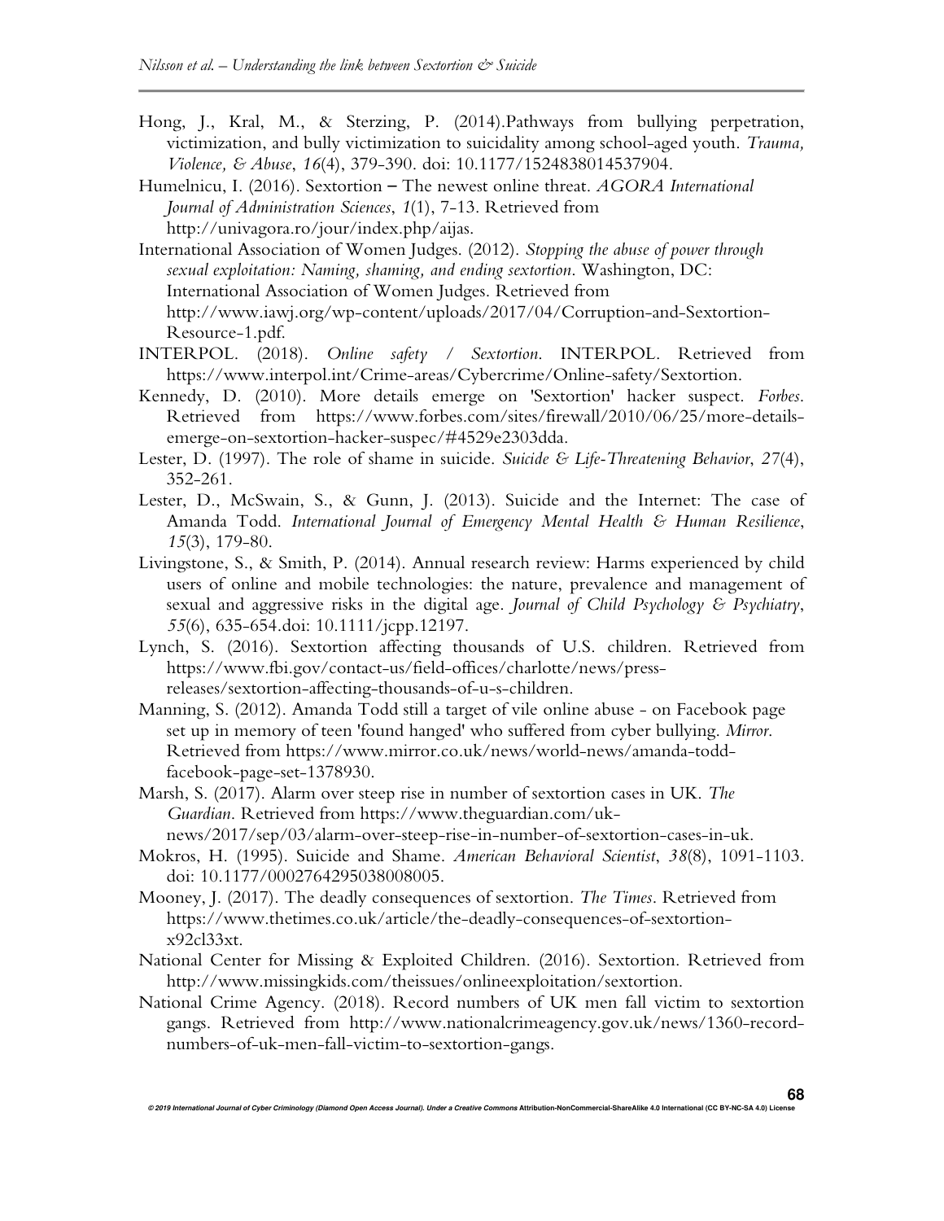Hong, J., Kral, M., & Sterzing, P. (2014).Pathways from bullying perpetration, victimization, and bully victimization to suicidality among school-aged youth. *Trauma, Violence, & Abuse*, *16*(4), 379-390. doi: 10.1177/1524838014537904.

Humelnicu, I. (2016). Sextortion – The newest online threat. *AGORA International Journal of Administration Sciences*, *1*(1), 7-13. Retrieved from http://univagora.ro/jour/index.php/aijas.

International Association of Women Judges. (2012). *Stopping the abuse of power through sexual exploitation: Naming, shaming, and ending sextortion*. Washington, DC: International Association of Women Judges. Retrieved from http://www.iawj.org/wp-content/uploads/2017/04/Corruption-and-Sextortion-Resource-1.pdf.

INTERPOL. (2018). *Online safety / Sextortion*. INTERPOL. Retrieved from https://www.interpol.int/Crime-areas/Cybercrime/Online-safety/Sextortion.

Kennedy, D. (2010). More details emerge on 'Sextortion' hacker suspect. *Forbes*. Retrieved from https://www.forbes.com/sites/firewall/2010/06/25/more-details-emerge-on-sextortion-hacker-suspec/#4529e2303dda.

Lester, D. (1997). The role of shame in suicide. *Suicide & Life-Threatening Behavior*, *27*(4), 352-261.

Lester, D., McSwain, S., & Gunn, J. (2013). Suicide and the Internet: The case of Amanda Todd. *International Journal of Emergency Mental Health & Human Resilience*, *15*(3), 179-80.

Livingstone, S., & Smith, P. (2014). Annual research review: Harms experienced by child users of online and mobile technologies: the nature, prevalence and management of sexual and aggressive risks in the digital age. *Journal of Child Psychology & Psychiatry*, *55*(6), 635-654.doi: 10.1111/jcpp.12197.

Lynch, S. (2016). Sextortion affecting thousands of U.S. children. Retrieved from https://www.fbi.gov/contact-us/field-offices/charlotte/news/press-releases/sextortion-affecting-thousands-of-u-s-children.

Manning, S. (2012). Amanda Todd still a target of vile online abuse - on Facebook page set up in memory of teen 'found hanged' who suffered from cyber bullying. *Mirror*. Retrieved from https://www.mirror.co.uk/news/world-news/amanda-todd-facebook-page-set-1378930.

Marsh, S. (2017). Alarm over steep rise in number of sextortion cases in UK. *The Guardian*. Retrieved from https://www.theguardian.com/uk-news/2017/sep/03/alarm-over-steep-rise-in-number-of-sextortion-cases-in-uk.

Mokros, H. (1995). Suicide and Shame. *American Behavioral Scientist*, *38*(8), 1091-1103. doi: 10.1177/0002764295038008005.

Mooney, J. (2017). The deadly consequences of sextortion. *The Times*. Retrieved from https://www.thetimes.co.uk/article/the-deadly-consequences-of-sextortion-x92cl33xt.

National Center for Missing & Exploited Children. (2016). Sextortion. Retrieved from http://www.missingkids.com/theissues/onlineexploitation/sextortion.

National Crime Agency. (2018). Record numbers of UK men fall victim to sextortion gangs. Retrieved from http://www.nationalcrimeagency.gov.uk/news/1360-record-numbers-of-uk-men-fall-victim-to-sextortion-gangs.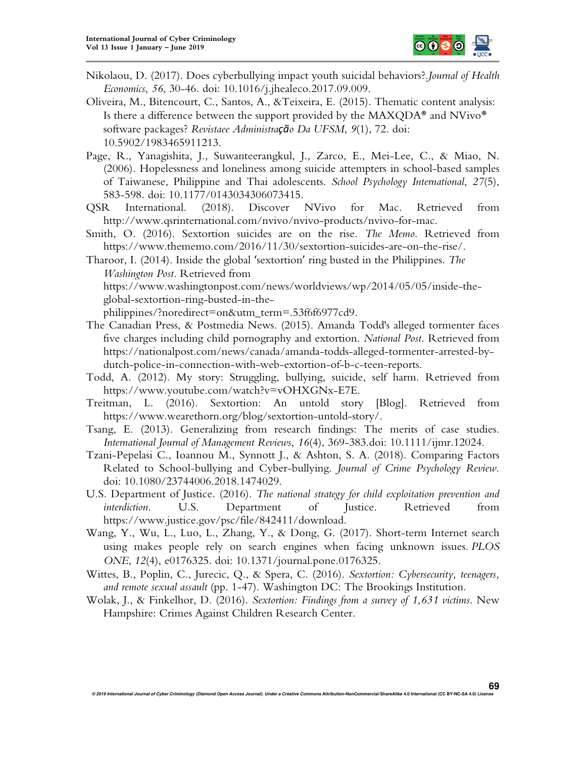Nikolaou, D. (2017). Does cyberbullying impact youth suicidal behaviors?.*Journal of Health Economics*, *56*, 30-46. doi: 10.1016/j.jhealeco.2017.09.009.

Oliveira, M., Bitencourt, C., Santos, A., &Teixeira, E. (2015). Thematic content analysis: Is there a difference between the support provided by the MAXQDA® and NVivo® software packages? *Revistaee Administração Da UFSM*, *9*(1), 72. doi: 10.5902/1983465911213.

Page, R., Yanagishita, J., Suwanteerangkul, J., Zarco, E., Mei-Lee, C., & Miao, N. (2006). Hopelessness and loneliness among suicide attempters in school-based samples of Taiwanese, Philippine and Thai adolescents. *School Psychology International*, *27*(5), 583-598. doi: 10.1177/0143034306073415.

QSR International. (2018). Discover NVivo for Mac. Retrieved from http://www.qsrinternational.com/nvivo/nvivo-products/nvivo-for-mac.

Smith, O. (2016). Sextortion suicides are on the rise. *The Memo*. Retrieved from https://www.thememo.com/2016/11/30/sextortion-suicides-are-on-the-rise/.

Tharoor, I. (2014). Inside the global 'sextortion' ring busted in the Philippines. *The Washington Post*. Retrieved from https://www.washingtonpost.com/news/worldviews/wp/2014/05/05/inside-the-global-sextortion-ring-busted-in-the-philippines/?noredirect=on&utm_term=.53f6f6977cd9.

The Canadian Press, & Postmedia News. (2015). Amanda Todd's alleged tormenter faces five charges including child pornography and extortion. *National Post*. Retrieved from https://nationalpost.com/news/canada/amanda-todds-alleged-tormenter-arrested-by-dutch-police-in-connection-with-web-extortion-of-b-c-teen-reports.

Todd, A. (2012). My story: Struggling, bullying, suicide, self harm. Retrieved from https://www.youtube.com/watch?v=vOHXGNx-E7E.

Treitman, L. (2016). Sextortion: An untold story [Blog]. Retrieved from https://www.wearethorn.org/blog/sextortion-untold-story/.

Tsang, E. (2013). Generalizing from research findings: The merits of case studies. *International Journal of Management Reviews*, *16*(4), 369-383.doi: 10.1111/ijmr.12024.

Tzani-Pepelasi C., Ioannou M., Synnott J., & Ashton, S. A. (2018). Comparing Factors Related to School-bullying and Cyber-bullying. *Journal of Crime Psychology Review*. doi: 10.1080/23744006.2018.1474029.

U.S. Department of Justice. (2016). *The national strategy for child exploitation prevention and interdiction*. U.S. Department of Justice. Retrieved from https://www.justice.gov/psc/file/842411/download.

Wang, Y., Wu, L., Luo, L., Zhang, Y., & Dong, G. (2017). Short-term Internet search using makes people rely on search engines when facing unknown issues. *PLOS ONE*, *12*(4), e0176325. doi: 10.1371/journal.pone.0176325.

Wittes, B., Poplin, C., Jurecic, Q., & Spera, C. (2016). *Sextortion: Cybersecurity, teenagers, and remote sexual assault* (pp. 1-47). Washington DC: The Brookings Institution.

Wolak, J., & Finkelhor, D. (2016). *Sextortion: Findings from a survey of 1,631 victims*. New Hampshire: Crimes Against Children Research Center.